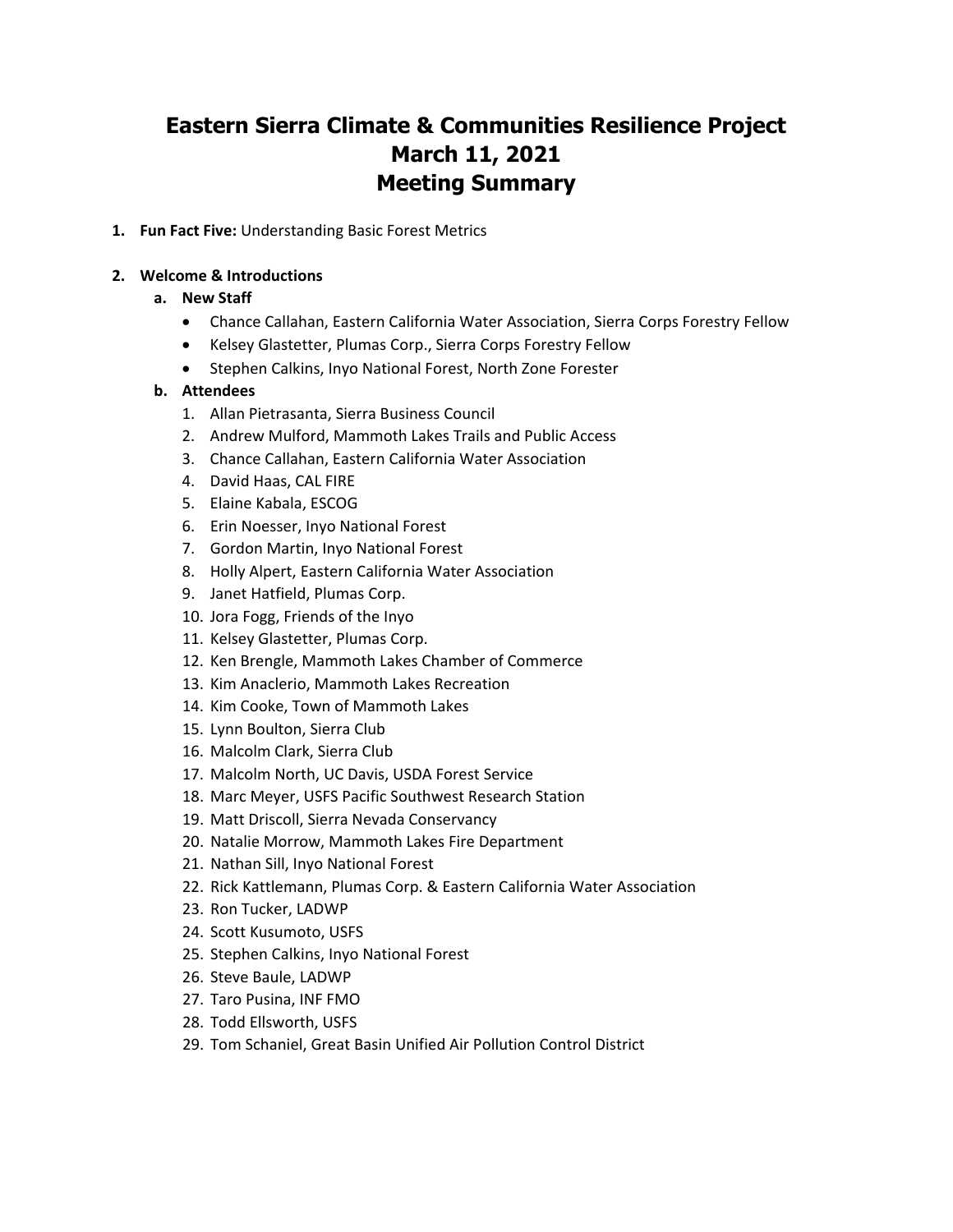# Eastern Sierra Climate & Communities Resilience Project
# March 11, 2021
# Meeting Summary

1. **Fun Fact Five:** Understanding Basic Forest Metrics

2. **Welcome & Introductions**
   a. **New Staff**
      - Chance Callahan, Eastern California Water Association, Sierra Corps Forestry Fellow
      - Kelsey Glastetter, Plumas Corp., Sierra Corps Forestry Fellow
      - Stephen Calkins, Inyo National Forest, North Zone Forester

   b. **Attendees**
      1. Allan Pietrasanta, Sierra Business Council
      2. Andrew Mulford, Mammoth Lakes Trails and Public Access
      3. Chance Callahan, Eastern California Water Association
      4. David Haas, CAL FIRE
      5. Elaine Kabala, ESCOG
      6. Erin Noesser, Inyo National Forest
      7. Gordon Martin, Inyo National Forest
      8. Holly Alpert, Eastern California Water Association
      9. Janet Hatfield, Plumas Corp.
      10. Jora Fogg, Friends of the Inyo
      11. Kelsey Glastetter, Plumas Corp.
      12. Ken Brengle, Mammoth Lakes Chamber of Commerce
      13. Kim Anaclerio, Mammoth Lakes Recreation
      14. Kim Cooke, Town of Mammoth Lakes
      15. Lynn Boulton, Sierra Club
      16. Malcolm Clark, Sierra Club
      17. Malcolm North, UC Davis, USDA Forest Service
      18. Marc Meyer, USFS Pacific Southwest Research Station
      19. Matt Driscoll, Sierra Nevada Conservancy
      20. Natalie Morrow, Mammoth Lakes Fire Department
      21. Nathan Sill, Inyo National Forest
      22. Rick Kattlemann, Plumas Corp. & Eastern California Water Association
      23. Ron Tucker, LADWP
      24. Scott Kusumoto, USFS
      25. Stephen Calkins, Inyo National Forest
      26. Steve Baule, LADWP
      27. Taro Pusina, INF FMO
      28. Todd Ellsworth, USFS
      29. Tom Schaniel, Great Basin Unified Air Pollution Control District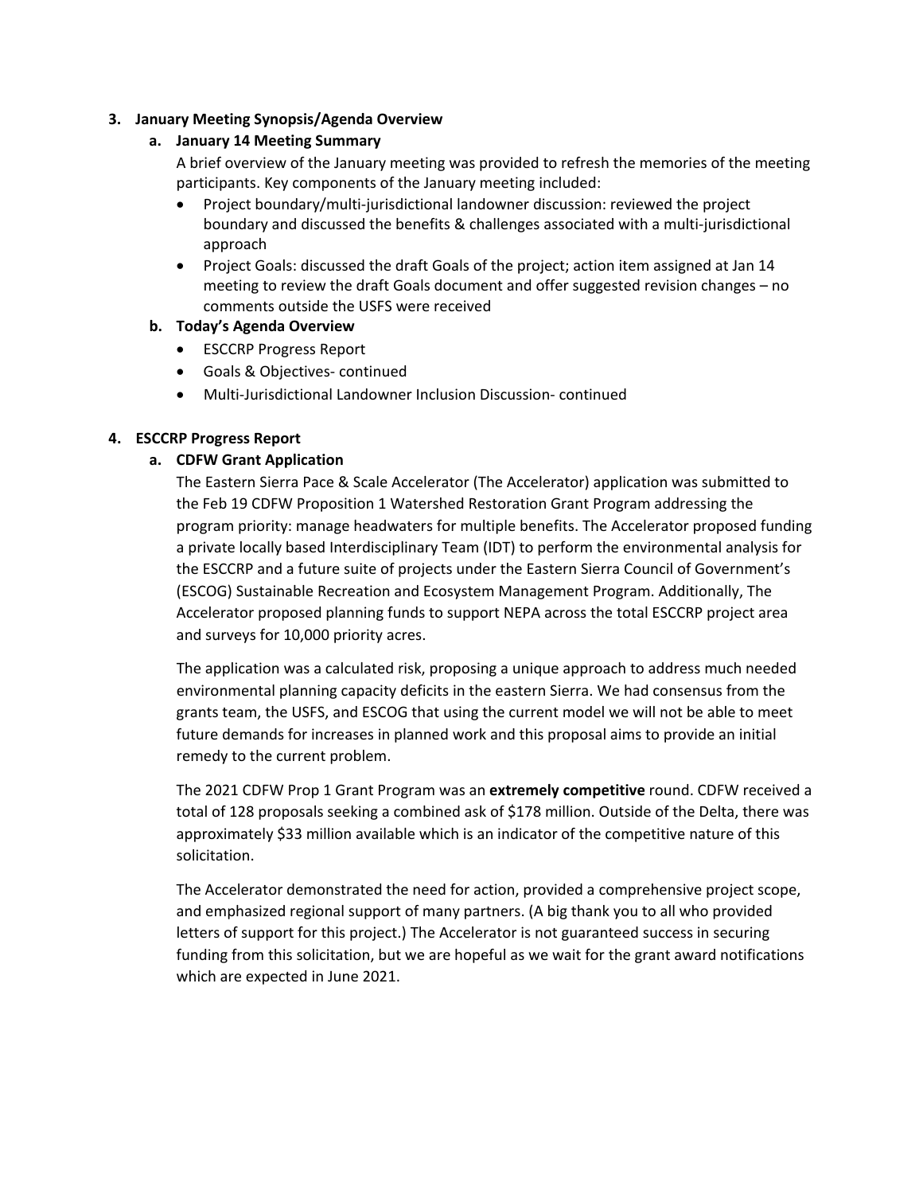3. **January Meeting Synopsis/Agenda Overview**

   a. **January 14 Meeting Summary**

   A brief overview of the January meeting was provided to refresh the memories of the meeting participants. Key components of the January meeting included:

   - Project boundary/multi-jurisdictional landowner discussion: reviewed the project boundary and discussed the benefits & challenges associated with a multi-jurisdictional approach
   - Project Goals: discussed the draft Goals of the project; action item assigned at Jan 14 meeting to review the draft Goals document and offer suggested revision changes – no comments outside the USFS were received

   b. **Today's Agenda Overview**

   - ESCCRP Progress Report
   - Goals & Objectives- continued
   - Multi-Jurisdictional Landowner Inclusion Discussion- continued

4. **ESCCRP Progress Report**

   a. **CDFW Grant Application**

   The Eastern Sierra Pace & Scale Accelerator (The Accelerator) application was submitted to the Feb 19 CDFW Proposition 1 Watershed Restoration Grant Program addressing the program priority: manage headwaters for multiple benefits. The Accelerator proposed funding a private locally based Interdisciplinary Team (IDT) to perform the environmental analysis for the ESCCRP and a future suite of projects under the Eastern Sierra Council of Government's (ESCOG) Sustainable Recreation and Ecosystem Management Program. Additionally, The Accelerator proposed planning funds to support NEPA across the total ESCCRP project area and surveys for 10,000 priority acres.

   The application was a calculated risk, proposing a unique approach to address much needed environmental planning capacity deficits in the eastern Sierra. We had consensus from the grants team, the USFS, and ESCOG that using the current model we will not be able to meet future demands for increases in planned work and this proposal aims to provide an initial remedy to the current problem.

   The 2021 CDFW Prop 1 Grant Program was an **extremely competitive** round. CDFW received a total of 128 proposals seeking a combined ask of $178 million. Outside of the Delta, there was approximately $33 million available which is an indicator of the competitive nature of this solicitation.

   The Accelerator demonstrated the need for action, provided a comprehensive project scope, and emphasized regional support of many partners. (A big thank you to all who provided letters of support for this project.) The Accelerator is not guaranteed success in securing funding from this solicitation, but we are hopeful as we wait for the grant award notifications which are expected in June 2021.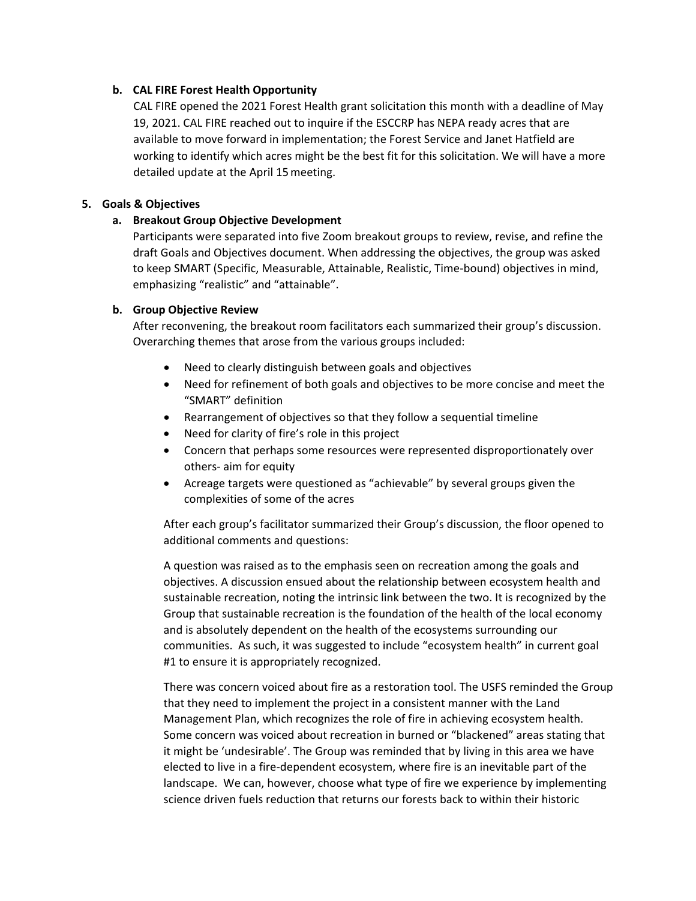**b. CAL FIRE Forest Health Opportunity**

CAL FIRE opened the 2021 Forest Health grant solicitation this month with a deadline of May 19, 2021. CAL FIRE reached out to inquire if the ESCCRP has NEPA ready acres that are available to move forward in implementation; the Forest Service and Janet Hatfield are working to identify which acres might be the best fit for this solicitation. We will have a more detailed update at the April 15 meeting.

**5. Goals & Objectives**

**a. Breakout Group Objective Development**

Participants were separated into five Zoom breakout groups to review, revise, and refine the draft Goals and Objectives document. When addressing the objectives, the group was asked to keep SMART (Specific, Measurable, Attainable, Realistic, Time-bound) objectives in mind, emphasizing "realistic" and "attainable".

**b. Group Objective Review**

After reconvening, the breakout room facilitators each summarized their group's discussion. Overarching themes that arose from the various groups included:

- Need to clearly distinguish between goals and objectives
- Need for refinement of both goals and objectives to be more concise and meet the "SMART" definition
- Rearrangement of objectives so that they follow a sequential timeline
- Need for clarity of fire's role in this project
- Concern that perhaps some resources were represented disproportionately over others- aim for equity
- Acreage targets were questioned as "achievable" by several groups given the complexities of some of the acres

After each group's facilitator summarized their Group's discussion, the floor opened to additional comments and questions:

A question was raised as to the emphasis seen on recreation among the goals and objectives. A discussion ensued about the relationship between ecosystem health and sustainable recreation, noting the intrinsic link between the two. It is recognized by the Group that sustainable recreation is the foundation of the health of the local economy and is absolutely dependent on the health of the ecosystems surrounding our communities. As such, it was suggested to include "ecosystem health" in current goal #1 to ensure it is appropriately recognized.

There was concern voiced about fire as a restoration tool. The USFS reminded the Group that they need to implement the project in a consistent manner with the Land Management Plan, which recognizes the role of fire in achieving ecosystem health. Some concern was voiced about recreation in burned or "blackened" areas stating that it might be 'undesirable'. The Group was reminded that by living in this area we have elected to live in a fire-dependent ecosystem, where fire is an inevitable part of the landscape. We can, however, choose what type of fire we experience by implementing science driven fuels reduction that returns our forests back to within their historic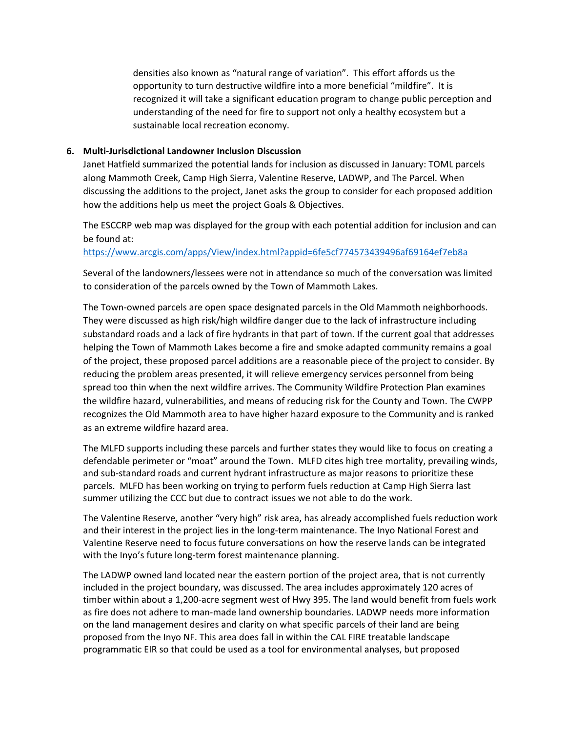densities also known as "natural range of variation". This effort affords us the opportunity to turn destructive wildfire into a more beneficial "mildfire". It is recognized it will take a significant education program to change public perception and understanding of the need for fire to support not only a healthy ecosystem but a sustainable local recreation economy.

**6. Multi-Jurisdictional Landowner Inclusion Discussion**

Janet Hatfield summarized the potential lands for inclusion as discussed in January: TOML parcels along Mammoth Creek, Camp High Sierra, Valentine Reserve, LADWP, and The Parcel. When discussing the additions to the project, Janet asks the group to consider for each proposed addition how the additions help us meet the project Goals & Objectives.

The ESCCRP web map was displayed for the group with each potential addition for inclusion and can be found at:
https://www.arcgis.com/apps/View/index.html?appid=6fe5cf774573439496af69164ef7eb8a

Several of the landowners/lessees were not in attendance so much of the conversation was limited to consideration of the parcels owned by the Town of Mammoth Lakes.

The Town-owned parcels are open space designated parcels in the Old Mammoth neighborhoods. They were discussed as high risk/high wildfire danger due to the lack of infrastructure including substandard roads and a lack of fire hydrants in that part of town. If the current goal that addresses helping the Town of Mammoth Lakes become a fire and smoke adapted community remains a goal of the project, these proposed parcel additions are a reasonable piece of the project to consider. By reducing the problem areas presented, it will relieve emergency services personnel from being spread too thin when the next wildfire arrives. The Community Wildfire Protection Plan examines the wildfire hazard, vulnerabilities, and means of reducing risk for the County and Town. The CWPP recognizes the Old Mammoth area to have higher hazard exposure to the Community and is ranked as an extreme wildfire hazard area.

The MLFD supports including these parcels and further states they would like to focus on creating a defendable perimeter or "moat" around the Town. MLFD cites high tree mortality, prevailing winds, and sub-standard roads and current hydrant infrastructure as major reasons to prioritize these parcels. MLFD has been working on trying to perform fuels reduction at Camp High Sierra last summer utilizing the CCC but due to contract issues we not able to do the work.

The Valentine Reserve, another "very high" risk area, has already accomplished fuels reduction work and their interest in the project lies in the long-term maintenance. The Inyo National Forest and Valentine Reserve need to focus future conversations on how the reserve lands can be integrated with the Inyo's future long-term forest maintenance planning.

The LADWP owned land located near the eastern portion of the project area, that is not currently included in the project boundary, was discussed. The area includes approximately 120 acres of timber within about a 1,200-acre segment west of Hwy 395. The land would benefit from fuels work as fire does not adhere to man-made land ownership boundaries. LADWP needs more information on the land management desires and clarity on what specific parcels of their land are being proposed from the Inyo NF. This area does fall in within the CAL FIRE treatable landscape programmatic EIR so that could be used as a tool for environmental analyses, but proposed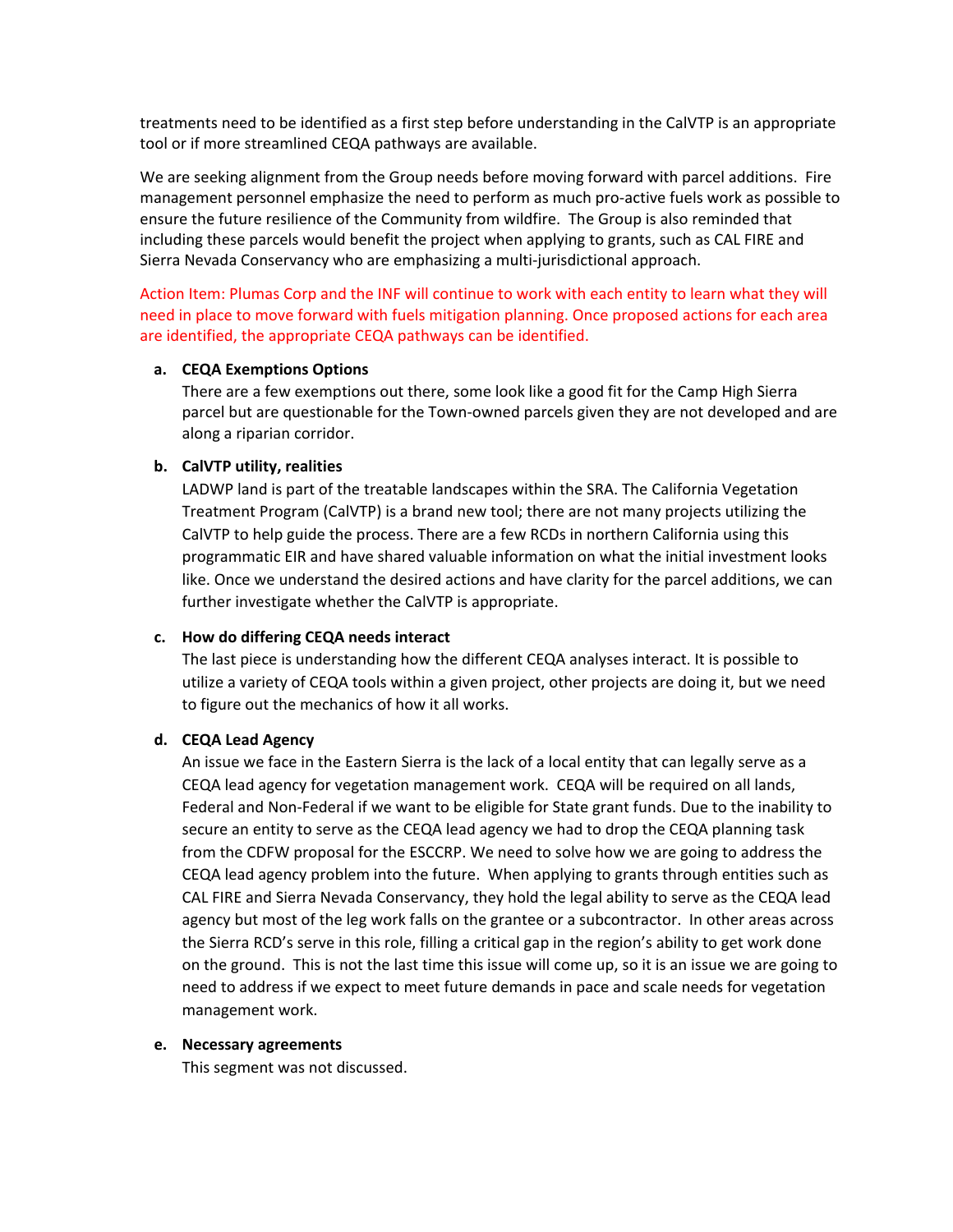treatments need to be identified as a first step before understanding in the CalVTP is an appropriate tool or if more streamlined CEQA pathways are available.

We are seeking alignment from the Group needs before moving forward with parcel additions. Fire management personnel emphasize the need to perform as much pro-active fuels work as possible to ensure the future resilience of the Community from wildfire. The Group is also reminded that including these parcels would benefit the project when applying to grants, such as CAL FIRE and Sierra Nevada Conservancy who are emphasizing a multi-jurisdictional approach.

Action Item: Plumas Corp and the INF will continue to work with each entity to learn what they will need in place to move forward with fuels mitigation planning. Once proposed actions for each area are identified, the appropriate CEQA pathways can be identified.

**a. CEQA Exemptions Options**

There are a few exemptions out there, some look like a good fit for the Camp High Sierra parcel but are questionable for the Town-owned parcels given they are not developed and are along a riparian corridor.

**b. CalVTP utility, realities**

LADWP land is part of the treatable landscapes within the SRA. The California Vegetation Treatment Program (CalVTP) is a brand new tool; there are not many projects utilizing the CalVTP to help guide the process. There are a few RCDs in northern California using this programmatic EIR and have shared valuable information on what the initial investment looks like. Once we understand the desired actions and have clarity for the parcel additions, we can further investigate whether the CalVTP is appropriate.

**c. How do differing CEQA needs interact**

The last piece is understanding how the different CEQA analyses interact. It is possible to utilize a variety of CEQA tools within a given project, other projects are doing it, but we need to figure out the mechanics of how it all works.

**d. CEQA Lead Agency**

An issue we face in the Eastern Sierra is the lack of a local entity that can legally serve as a CEQA lead agency for vegetation management work. CEQA will be required on all lands, Federal and Non-Federal if we want to be eligible for State grant funds. Due to the inability to secure an entity to serve as the CEQA lead agency we had to drop the CEQA planning task from the CDFW proposal for the ESCCRP. We need to solve how we are going to address the CEQA lead agency problem into the future. When applying to grants through entities such as CAL FIRE and Sierra Nevada Conservancy, they hold the legal ability to serve as the CEQA lead agency but most of the leg work falls on the grantee or a subcontractor. In other areas across the Sierra RCD's serve in this role, filling a critical gap in the region's ability to get work done on the ground. This is not the last time this issue will come up, so it is an issue we are going to need to address if we expect to meet future demands in pace and scale needs for vegetation management work.

**e. Necessary agreements**

This segment was not discussed.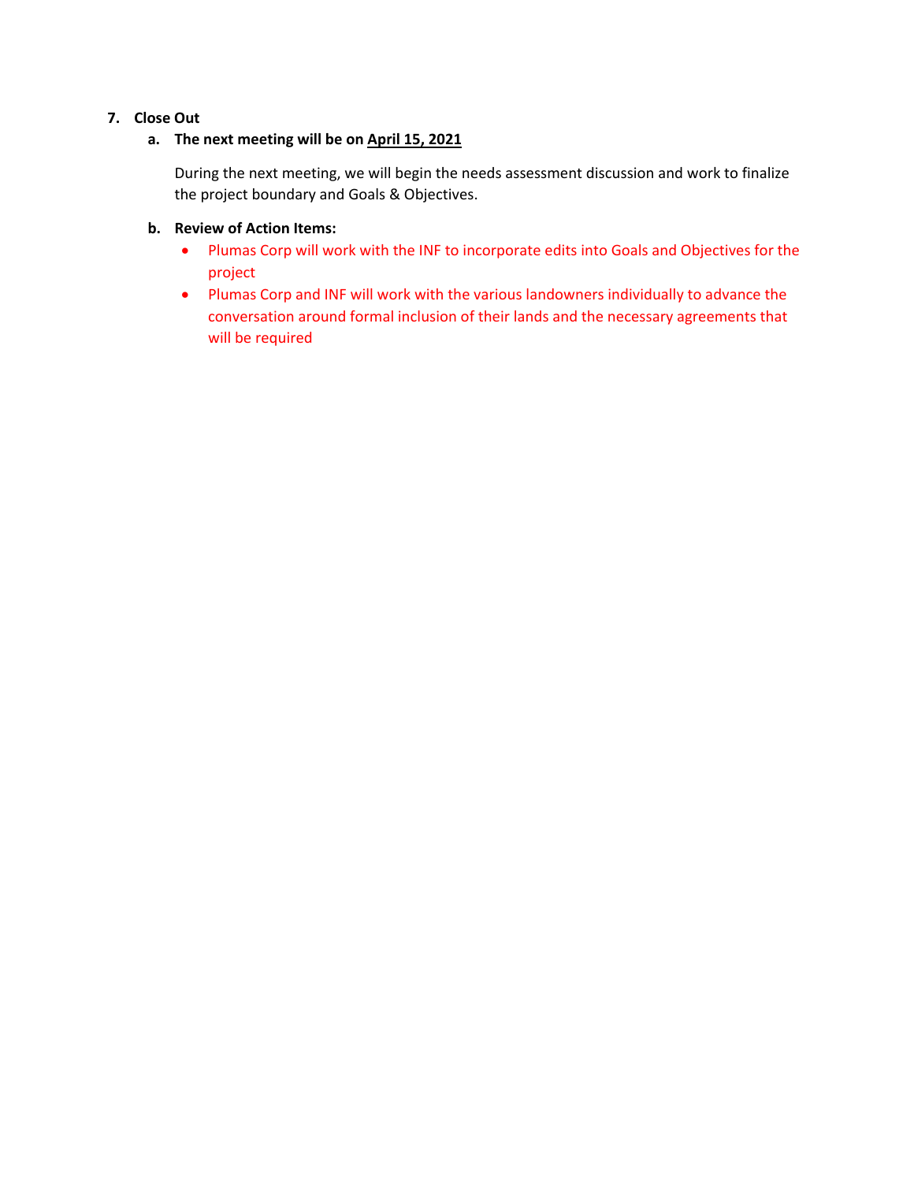7. **Close Out**

   a. **The next meeting will be on April 15, 2021**

      During the next meeting, we will begin the needs assessment discussion and work to finalize the project boundary and Goals & Objectives.

   b. **Review of Action Items:**

      - Plumas Corp will work with the INF to incorporate edits into Goals and Objectives for the project
      - Plumas Corp and INF will work with the various landowners individually to advance the conversation around formal inclusion of their lands and the necessary agreements that will be required